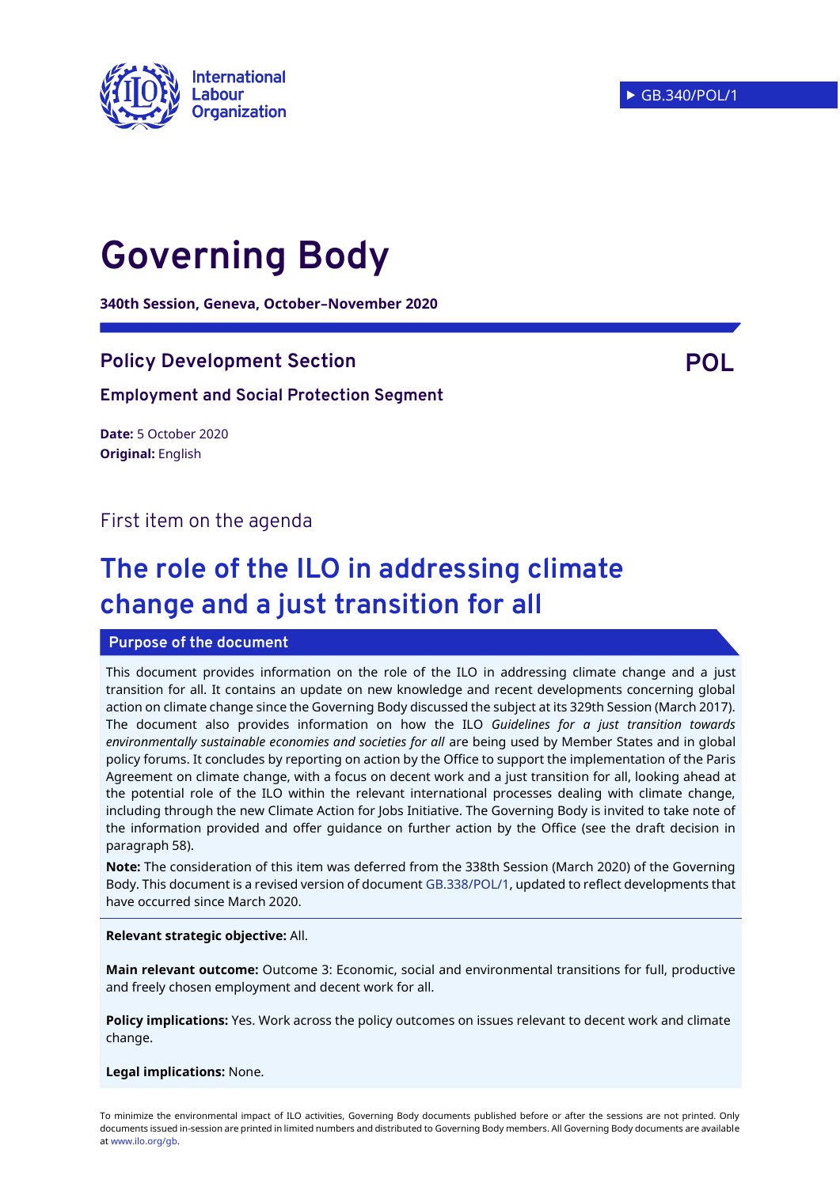International Labour Organization

▸ GB.340/POL/1

# Governing Body

**340th Session, Geneva, October–November 2020**

## Policy Development Section

**POL**

### Employment and Social Protection Segment

**Date:** 5 October 2020
**Original:** English

First item on the agenda

# The role of the ILO in addressing climate change and a just transition for all

**Purpose of the document**

This document provides information on the role of the ILO in addressing climate change and a just transition for all. It contains an update on new knowledge and recent developments concerning global action on climate change since the Governing Body discussed the subject at its 329th Session (March 2017). The document also provides information on how the ILO *Guidelines for a just transition towards environmentally sustainable economies and societies for all* are being used by Member States and in global policy forums. It concludes by reporting on action by the Office to support the implementation of the Paris Agreement on climate change, with a focus on decent work and a just transition for all, looking ahead at the potential role of the ILO within the relevant international processes dealing with climate change, including through the new Climate Action for Jobs Initiative. The Governing Body is invited to take note of the information provided and offer guidance on further action by the Office (see the draft decision in paragraph 58).

**Note:** The consideration of this item was deferred from the 338th Session (March 2020) of the Governing Body. This document is a revised version of document GB.338/POL/1, updated to reflect developments that have occurred since March 2020.

**Relevant strategic objective:** All.

**Main relevant outcome:** Outcome 3: Economic, social and environmental transitions for full, productive and freely chosen employment and decent work for all.

**Policy implications:** Yes. Work across the policy outcomes on issues relevant to decent work and climate change.

**Legal implications:** None.

To minimize the environmental impact of ILO activities, Governing Body documents published before or after the sessions are not printed. Only documents issued in-session are printed in limited numbers and distributed to Governing Body members. All Governing Body documents are available at www.ilo.org/gb.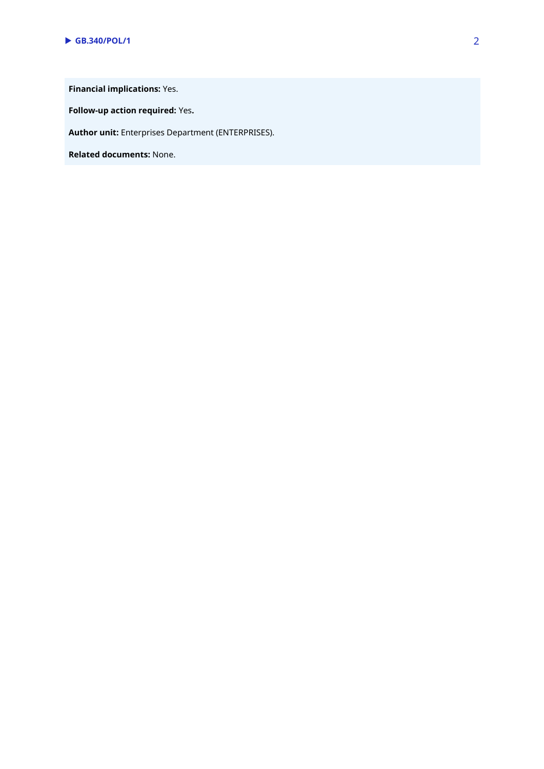**Financial implications:** Yes.

**Follow-up action required:** Yes**.**

**Author unit:** Enterprises Department (ENTERPRISES).

**Related documents:** None.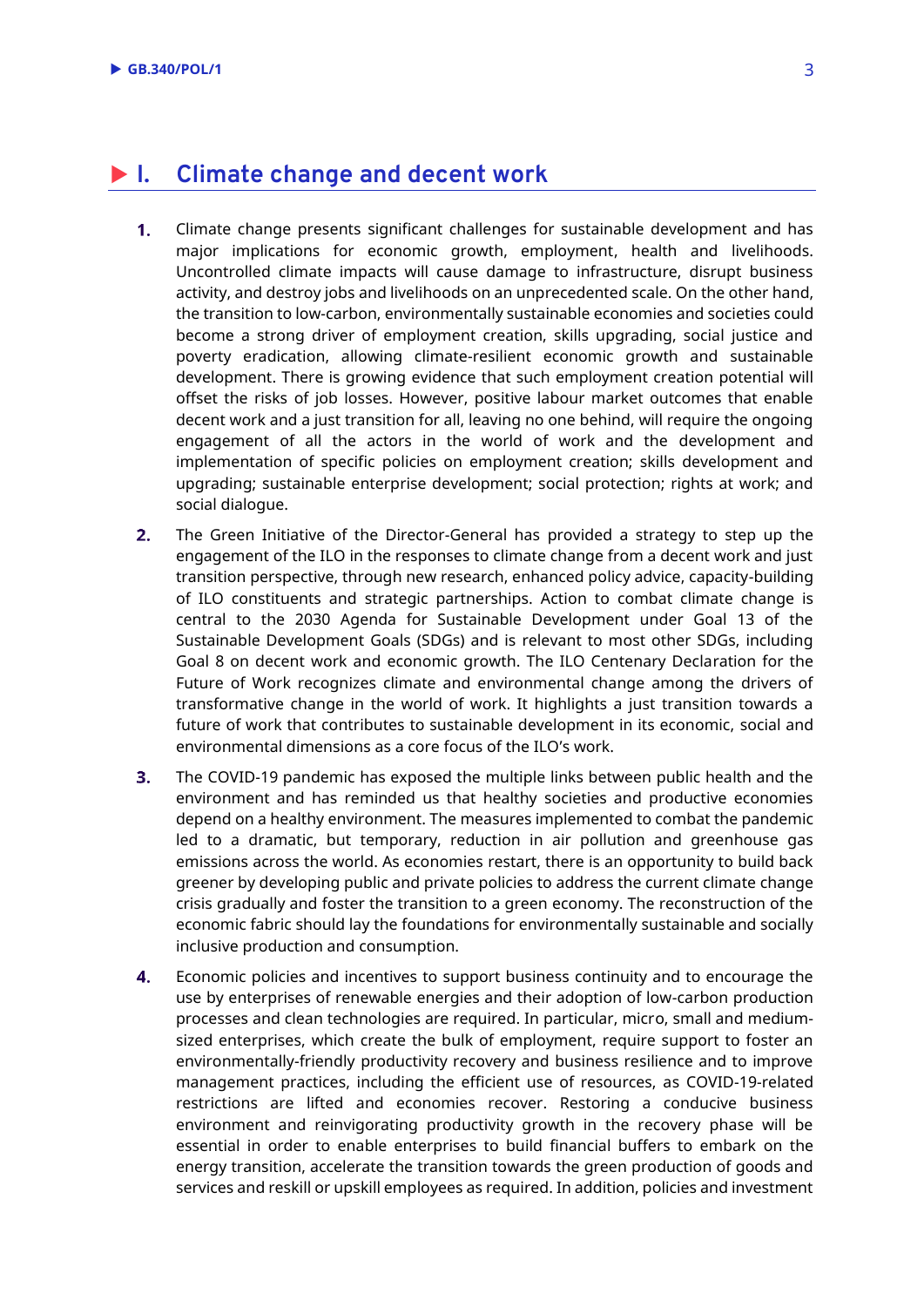## I. Climate change and decent work

1. Climate change presents significant challenges for sustainable development and has major implications for economic growth, employment, health and livelihoods. Uncontrolled climate impacts will cause damage to infrastructure, disrupt business activity, and destroy jobs and livelihoods on an unprecedented scale. On the other hand, the transition to low-carbon, environmentally sustainable economies and societies could become a strong driver of employment creation, skills upgrading, social justice and poverty eradication, allowing climate-resilient economic growth and sustainable development. There is growing evidence that such employment creation potential will offset the risks of job losses. However, positive labour market outcomes that enable decent work and a just transition for all, leaving no one behind, will require the ongoing engagement of all the actors in the world of work and the development and implementation of specific policies on employment creation; skills development and upgrading; sustainable enterprise development; social protection; rights at work; and social dialogue.

2. The Green Initiative of the Director-General has provided a strategy to step up the engagement of the ILO in the responses to climate change from a decent work and just transition perspective, through new research, enhanced policy advice, capacity-building of ILO constituents and strategic partnerships. Action to combat climate change is central to the 2030 Agenda for Sustainable Development under Goal 13 of the Sustainable Development Goals (SDGs) and is relevant to most other SDGs, including Goal 8 on decent work and economic growth. The ILO Centenary Declaration for the Future of Work recognizes climate and environmental change among the drivers of transformative change in the world of work. It highlights a just transition towards a future of work that contributes to sustainable development in its economic, social and environmental dimensions as a core focus of the ILO's work.

3. The COVID-19 pandemic has exposed the multiple links between public health and the environment and has reminded us that healthy societies and productive economies depend on a healthy environment. The measures implemented to combat the pandemic led to a dramatic, but temporary, reduction in air pollution and greenhouse gas emissions across the world. As economies restart, there is an opportunity to build back greener by developing public and private policies to address the current climate change crisis gradually and foster the transition to a green economy. The reconstruction of the economic fabric should lay the foundations for environmentally sustainable and socially inclusive production and consumption.

4. Economic policies and incentives to support business continuity and to encourage the use by enterprises of renewable energies and their adoption of low-carbon production processes and clean technologies are required. In particular, micro, small and medium-sized enterprises, which create the bulk of employment, require support to foster an environmentally-friendly productivity recovery and business resilience and to improve management practices, including the efficient use of resources, as COVID-19-related restrictions are lifted and economies recover. Restoring a conducive business environment and reinvigorating productivity growth in the recovery phase will be essential in order to enable enterprises to build financial buffers to embark on the energy transition, accelerate the transition towards the green production of goods and services and reskill or upskill employees as required. In addition, policies and investment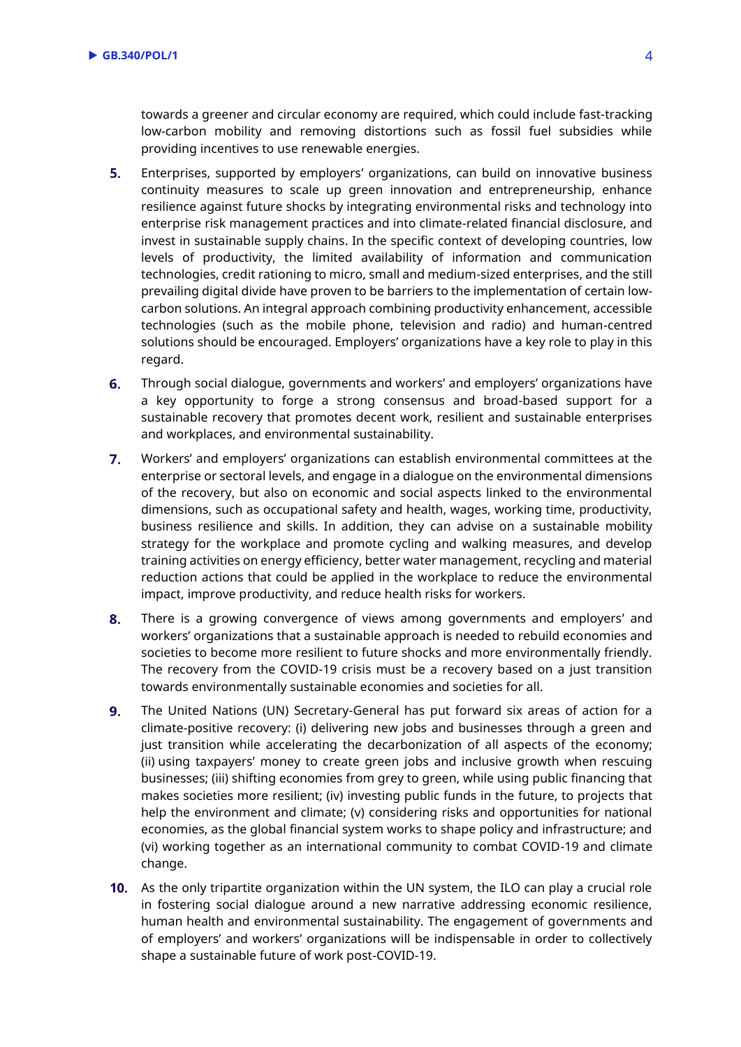towards a greener and circular economy are required, which could include fast-tracking low-carbon mobility and removing distortions such as fossil fuel subsidies while providing incentives to use renewable energies.

5. Enterprises, supported by employers' organizations, can build on innovative business continuity measures to scale up green innovation and entrepreneurship, enhance resilience against future shocks by integrating environmental risks and technology into enterprise risk management practices and into climate-related financial disclosure, and invest in sustainable supply chains. In the specific context of developing countries, low levels of productivity, the limited availability of information and communication technologies, credit rationing to micro, small and medium-sized enterprises, and the still prevailing digital divide have proven to be barriers to the implementation of certain low-carbon solutions. An integral approach combining productivity enhancement, accessible technologies (such as the mobile phone, television and radio) and human-centred solutions should be encouraged. Employers' organizations have a key role to play in this regard.

6. Through social dialogue, governments and workers' and employers' organizations have a key opportunity to forge a strong consensus and broad-based support for a sustainable recovery that promotes decent work, resilient and sustainable enterprises and workplaces, and environmental sustainability.

7. Workers' and employers' organizations can establish environmental committees at the enterprise or sectoral levels, and engage in a dialogue on the environmental dimensions of the recovery, but also on economic and social aspects linked to the environmental dimensions, such as occupational safety and health, wages, working time, productivity, business resilience and skills. In addition, they can advise on a sustainable mobility strategy for the workplace and promote cycling and walking measures, and develop training activities on energy efficiency, better water management, recycling and material reduction actions that could be applied in the workplace to reduce the environmental impact, improve productivity, and reduce health risks for workers.

8. There is a growing convergence of views among governments and employers' and workers' organizations that a sustainable approach is needed to rebuild economies and societies to become more resilient to future shocks and more environmentally friendly. The recovery from the COVID-19 crisis must be a recovery based on a just transition towards environmentally sustainable economies and societies for all.

9. The United Nations (UN) Secretary-General has put forward six areas of action for a climate-positive recovery: (i) delivering new jobs and businesses through a green and just transition while accelerating the decarbonization of all aspects of the economy; (ii) using taxpayers' money to create green jobs and inclusive growth when rescuing businesses; (iii) shifting economies from grey to green, while using public financing that makes societies more resilient; (iv) investing public funds in the future, to projects that help the environment and climate; (v) considering risks and opportunities for national economies, as the global financial system works to shape policy and infrastructure; and (vi) working together as an international community to combat COVID-19 and climate change.

10. As the only tripartite organization within the UN system, the ILO can play a crucial role in fostering social dialogue around a new narrative addressing economic resilience, human health and environmental sustainability. The engagement of governments and of employers' and workers' organizations will be indispensable in order to collectively shape a sustainable future of work post-COVID-19.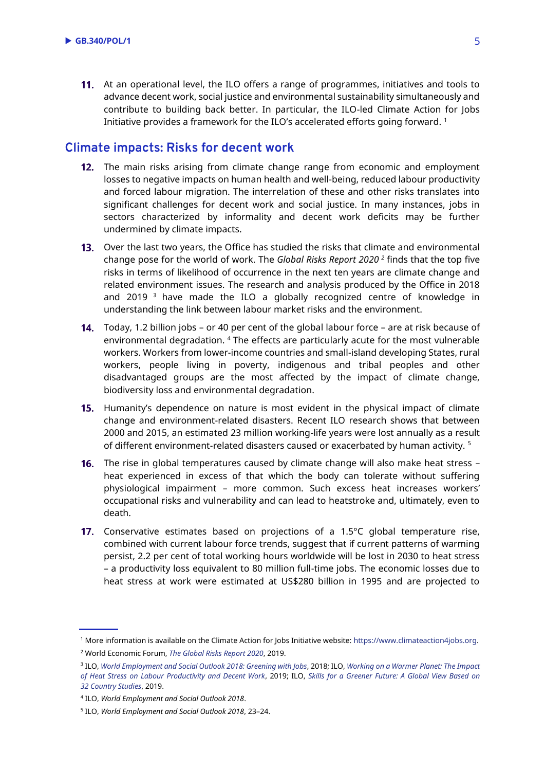**11.** At an operational level, the ILO offers a range of programmes, initiatives and tools to advance decent work, social justice and environmental sustainability simultaneously and contribute to building back better. In particular, the ILO-led Climate Action for Jobs Initiative provides a framework for the ILO's accelerated efforts going forward. [1]

## Climate impacts: Risks for decent work

**12.** The main risks arising from climate change range from economic and employment losses to negative impacts on human health and well-being, reduced labour productivity and forced labour migration. The interrelation of these and other risks translates into significant challenges for decent work and social justice. In many instances, jobs in sectors characterized by informality and decent work deficits may be further undermined by climate impacts.

**13.** Over the last two years, the Office has studied the risks that climate and environmental change pose for the world of work. The *Global Risks Report 2020* [2] finds that the top five risks in terms of likelihood of occurrence in the next ten years are climate change and related environment issues. The research and analysis produced by the Office in 2018 and 2019 [3] have made the ILO a globally recognized centre of knowledge in understanding the link between labour market risks and the environment.

**14.** Today, 1.2 billion jobs – or 40 per cent of the global labour force – are at risk because of environmental degradation. [4] The effects are particularly acute for the most vulnerable workers. Workers from lower-income countries and small-island developing States, rural workers, people living in poverty, indigenous and tribal peoples and other disadvantaged groups are the most affected by the impact of climate change, biodiversity loss and environmental degradation.

**15.** Humanity's dependence on nature is most evident in the physical impact of climate change and environment-related disasters. Recent ILO research shows that between 2000 and 2015, an estimated 23 million working-life years were lost annually as a result of different environment-related disasters caused or exacerbated by human activity. [5]

**16.** The rise in global temperatures caused by climate change will also make heat stress – heat experienced in excess of that which the body can tolerate without suffering physiological impairment – more common. Such excess heat increases workers' occupational risks and vulnerability and can lead to heatstroke and, ultimately, even to death.

**17.** Conservative estimates based on projections of a 1.5°C global temperature rise, combined with current labour force trends, suggest that if current patterns of warming persist, 2.2 per cent of total working hours worldwide will be lost in 2030 to heat stress – a productivity loss equivalent to 80 million full-time jobs. The economic losses due to heat stress at work were estimated at US$280 billion in 1995 and are projected to

---

[1] More information is available on the Climate Action for Jobs Initiative website: https://www.climateaction4jobs.org.

[2] World Economic Forum, *The Global Risks Report 2020*, 2019.

[3] ILO, *World Employment and Social Outlook 2018: Greening with Jobs*, 2018; ILO, *Working on a Warmer Planet: The Impact of Heat Stress on Labour Productivity and Decent Work*, 2019; ILO, *Skills for a Greener Future: A Global View Based on 32 Country Studies*, 2019.

[4] ILO, *World Employment and Social Outlook 2018*.

[5] ILO, *World Employment and Social Outlook 2018*, 23–24.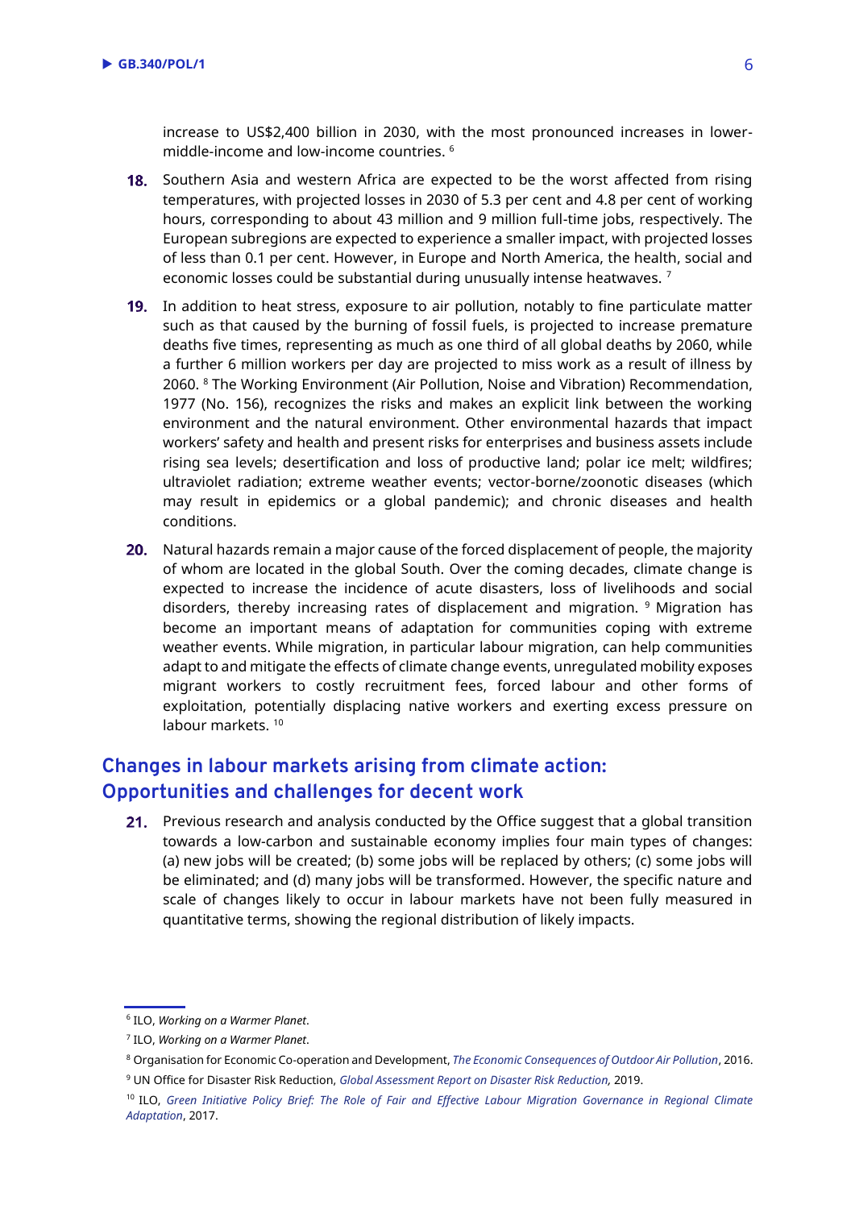increase to US$2,400 billion in 2030, with the most pronounced increases in lower-middle-income and low-income countries. [6]

**18.** Southern Asia and western Africa are expected to be the worst affected from rising temperatures, with projected losses in 2030 of 5.3 per cent and 4.8 per cent of working hours, corresponding to about 43 million and 9 million full-time jobs, respectively. The European subregions are expected to experience a smaller impact, with projected losses of less than 0.1 per cent. However, in Europe and North America, the health, social and economic losses could be substantial during unusually intense heatwaves. [7]

**19.** In addition to heat stress, exposure to air pollution, notably to fine particulate matter such as that caused by the burning of fossil fuels, is projected to increase premature deaths five times, representing as much as one third of all global deaths by 2060, while a further 6 million workers per day are projected to miss work as a result of illness by 2060. [8] The Working Environment (Air Pollution, Noise and Vibration) Recommendation, 1977 (No. 156), recognizes the risks and makes an explicit link between the working environment and the natural environment. Other environmental hazards that impact workers' safety and health and present risks for enterprises and business assets include rising sea levels; desertification and loss of productive land; polar ice melt; wildfires; ultraviolet radiation; extreme weather events; vector-borne/zoonotic diseases (which may result in epidemics or a global pandemic); and chronic diseases and health conditions.

**20.** Natural hazards remain a major cause of the forced displacement of people, the majority of whom are located in the global South. Over the coming decades, climate change is expected to increase the incidence of acute disasters, loss of livelihoods and social disorders, thereby increasing rates of displacement and migration. [9] Migration has become an important means of adaptation for communities coping with extreme weather events. While migration, in particular labour migration, can help communities adapt to and mitigate the effects of climate change events, unregulated mobility exposes migrant workers to costly recruitment fees, forced labour and other forms of exploitation, potentially displacing native workers and exerting excess pressure on labour markets. [10]

## Changes in labour markets arising from climate action: Opportunities and challenges for decent work

**21.** Previous research and analysis conducted by the Office suggest that a global transition towards a low-carbon and sustainable economy implies four main types of changes: (a) new jobs will be created; (b) some jobs will be replaced by others; (c) some jobs will be eliminated; and (d) many jobs will be transformed. However, the specific nature and scale of changes likely to occur in labour markets have not been fully measured in quantitative terms, showing the regional distribution of likely impacts.

---

[6] ILO, *Working on a Warmer Planet*.

[7] ILO, *Working on a Warmer Planet*.

[8] Organisation for Economic Co-operation and Development, *The Economic Consequences of Outdoor Air Pollution*, 2016.

[9] UN Office for Disaster Risk Reduction, *Global Assessment Report on Disaster Risk Reduction*, 2019.

[10] ILO, *Green Initiative Policy Brief: The Role of Fair and Effective Labour Migration Governance in Regional Climate Adaptation*, 2017.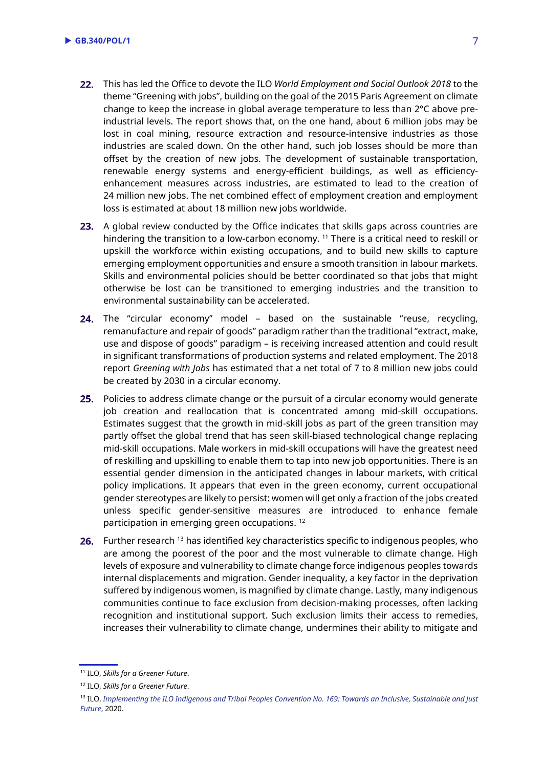22. This has led the Office to devote the ILO *World Employment and Social Outlook 2018* to the theme "Greening with jobs", building on the goal of the 2015 Paris Agreement on climate change to keep the increase in global average temperature to less than 2°C above pre-industrial levels. The report shows that, on the one hand, about 6 million jobs may be lost in coal mining, resource extraction and resource-intensive industries as those industries are scaled down. On the other hand, such job losses should be more than offset by the creation of new jobs. The development of sustainable transportation, renewable energy systems and energy-efficient buildings, as well as efficiency-enhancement measures across industries, are estimated to lead to the creation of 24 million new jobs. The net combined effect of employment creation and employment loss is estimated at about 18 million new jobs worldwide.

23. A global review conducted by the Office indicates that skills gaps across countries are hindering the transition to a low-carbon economy. [11] There is a critical need to reskill or upskill the workforce within existing occupations, and to build new skills to capture emerging employment opportunities and ensure a smooth transition in labour markets. Skills and environmental policies should be better coordinated so that jobs that might otherwise be lost can be transitioned to emerging industries and the transition to environmental sustainability can be accelerated.

24. The "circular economy" model – based on the sustainable "reuse, recycling, remanufacture and repair of goods" paradigm rather than the traditional "extract, make, use and dispose of goods" paradigm – is receiving increased attention and could result in significant transformations of production systems and related employment. The 2018 report *Greening with Jobs* has estimated that a net total of 7 to 8 million new jobs could be created by 2030 in a circular economy.

25. Policies to address climate change or the pursuit of a circular economy would generate job creation and reallocation that is concentrated among mid-skill occupations. Estimates suggest that the growth in mid-skill jobs as part of the green transition may partly offset the global trend that has seen skill-biased technological change replacing mid-skill occupations. Male workers in mid-skill occupations will have the greatest need of reskilling and upskilling to enable them to tap into new job opportunities. There is an essential gender dimension in the anticipated changes in labour markets, with critical policy implications. It appears that even in the green economy, current occupational gender stereotypes are likely to persist: women will get only a fraction of the jobs created unless specific gender-sensitive measures are introduced to enhance female participation in emerging green occupations. [12]

26. Further research [13] has identified key characteristics specific to indigenous peoples, who are among the poorest of the poor and the most vulnerable to climate change. High levels of exposure and vulnerability to climate change force indigenous peoples towards internal displacements and migration. Gender inequality, a key factor in the deprivation suffered by indigenous women, is magnified by climate change. Lastly, many indigenous communities continue to face exclusion from decision-making processes, often lacking recognition and institutional support. Such exclusion limits their access to remedies, increases their vulnerability to climate change, undermines their ability to mitigate and

---

[11] ILO, *Skills for a Greener Future*.

[12] ILO, *Skills for a Greener Future*.

[13] ILO, *Implementing the ILO Indigenous and Tribal Peoples Convention No. 169: Towards an Inclusive, Sustainable and Just Future*, 2020.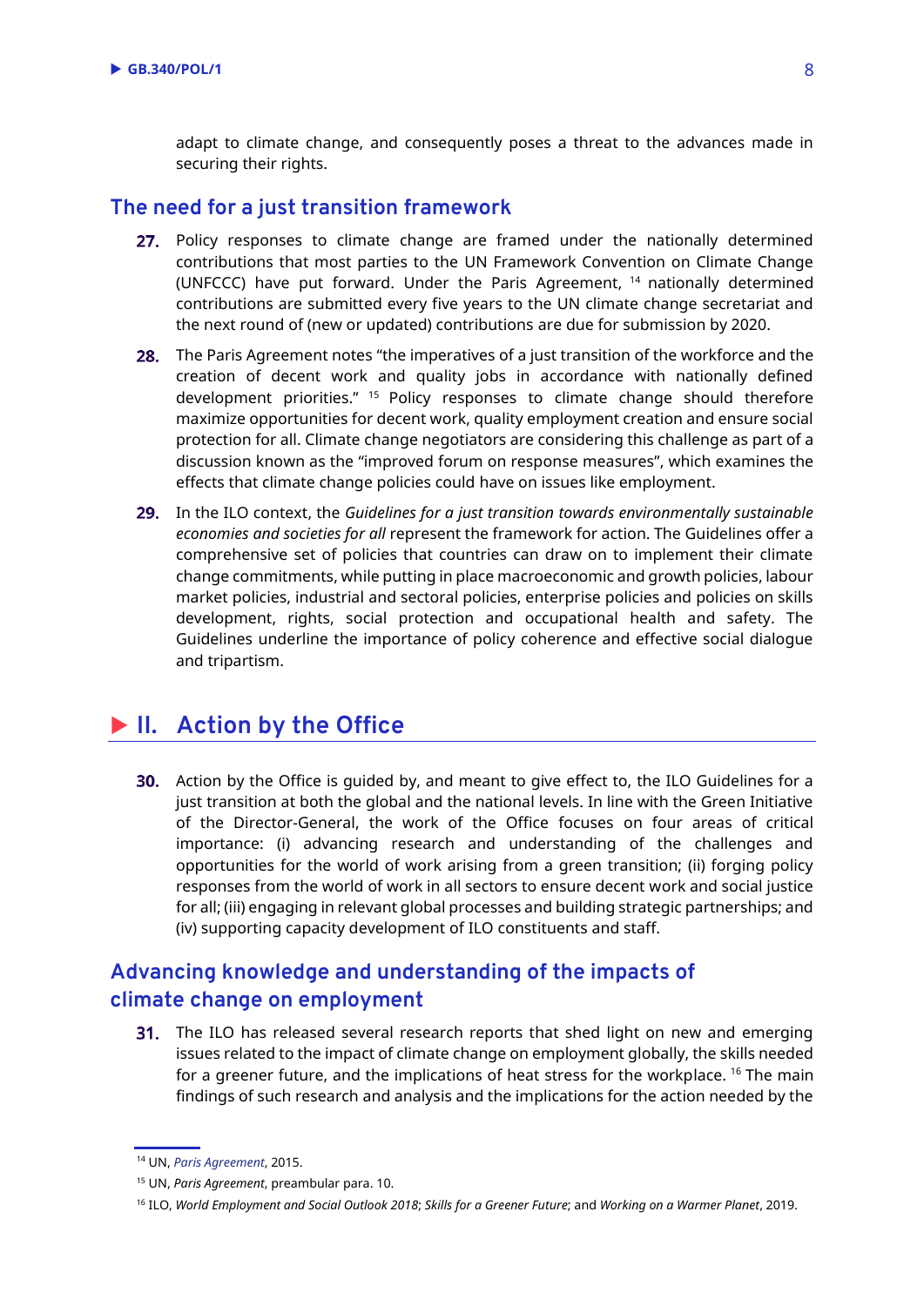adapt to climate change, and consequently poses a threat to the advances made in securing their rights.

## The need for a just transition framework

**27.** Policy responses to climate change are framed under the nationally determined contributions that most parties to the UN Framework Convention on Climate Change (UNFCCC) have put forward. Under the Paris Agreement, [14] nationally determined contributions are submitted every five years to the UN climate change secretariat and the next round of (new or updated) contributions are due for submission by 2020.

**28.** The Paris Agreement notes "the imperatives of a just transition of the workforce and the creation of decent work and quality jobs in accordance with nationally defined development priorities." [15] Policy responses to climate change should therefore maximize opportunities for decent work, quality employment creation and ensure social protection for all. Climate change negotiators are considering this challenge as part of a discussion known as the "improved forum on response measures", which examines the effects that climate change policies could have on issues like employment.

**29.** In the ILO context, the *Guidelines for a just transition towards environmentally sustainable economies and societies for all* represent the framework for action. The Guidelines offer a comprehensive set of policies that countries can draw on to implement their climate change commitments, while putting in place macroeconomic and growth policies, labour market policies, industrial and sectoral policies, enterprise policies and policies on skills development, rights, social protection and occupational health and safety. The Guidelines underline the importance of policy coherence and effective social dialogue and tripartism.

# II. Action by the Office

**30.** Action by the Office is guided by, and meant to give effect to, the ILO Guidelines for a just transition at both the global and the national levels. In line with the Green Initiative of the Director-General, the work of the Office focuses on four areas of critical importance: (i) advancing research and understanding of the challenges and opportunities for the world of work arising from a green transition; (ii) forging policy responses from the world of work in all sectors to ensure decent work and social justice for all; (iii) engaging in relevant global processes and building strategic partnerships; and (iv) supporting capacity development of ILO constituents and staff.

## Advancing knowledge and understanding of the impacts of climate change on employment

**31.** The ILO has released several research reports that shed light on new and emerging issues related to the impact of climate change on employment globally, the skills needed for a greener future, and the implications of heat stress for the workplace. [16] The main findings of such research and analysis and the implications for the action needed by the

---

[14] UN, *Paris Agreement*, 2015.

[15] UN, *Paris Agreement*, preambular para. 10.

[16] ILO, *World Employment and Social Outlook 2018*; *Skills for a Greener Future*; and *Working on a Warmer Planet*, 2019.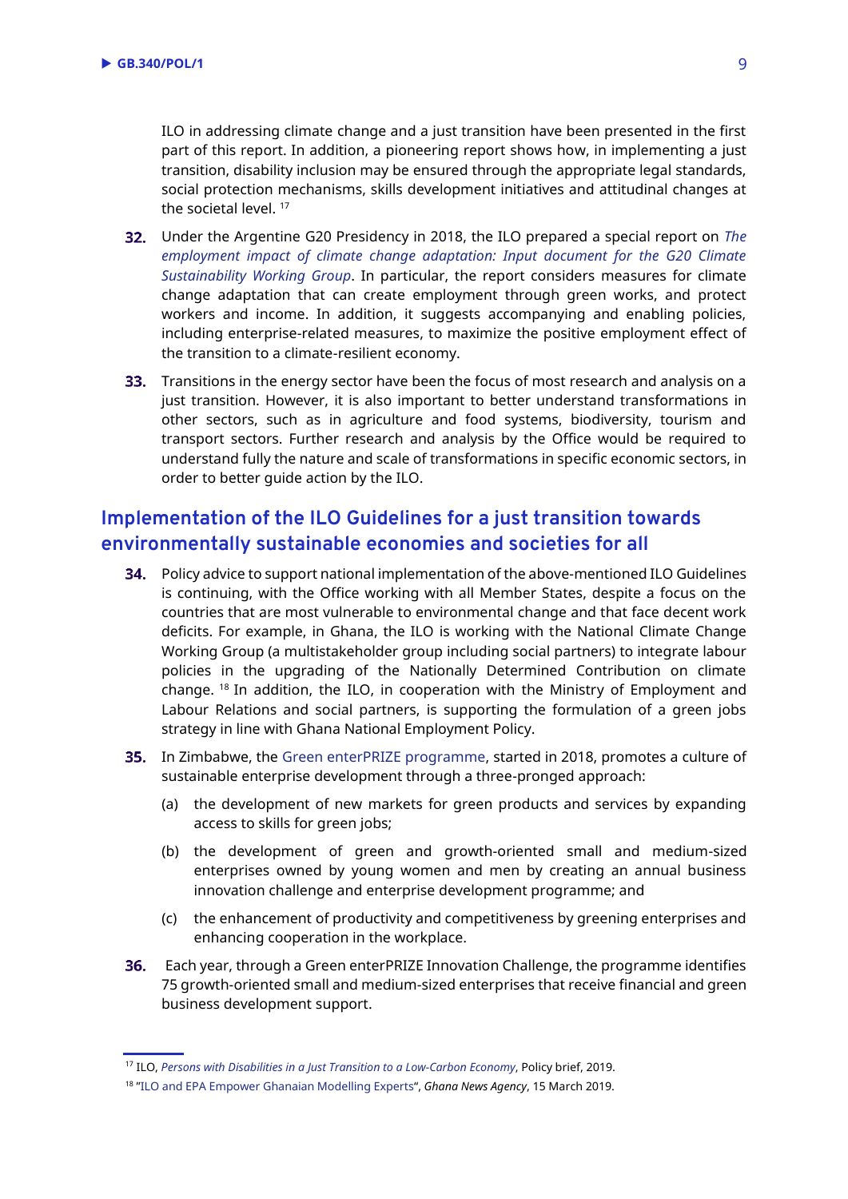ILO in addressing climate change and a just transition have been presented in the first part of this report. In addition, a pioneering report shows how, in implementing a just transition, disability inclusion may be ensured through the appropriate legal standards, social protection mechanisms, skills development initiatives and attitudinal changes at the societal level. [17]

**32.** Under the Argentine G20 Presidency in 2018, the ILO prepared a special report on *The employment impact of climate change adaptation: Input document for the G20 Climate Sustainability Working Group*. In particular, the report considers measures for climate change adaptation that can create employment through green works, and protect workers and income. In addition, it suggests accompanying and enabling policies, including enterprise-related measures, to maximize the positive employment effect of the transition to a climate-resilient economy.

**33.** Transitions in the energy sector have been the focus of most research and analysis on a just transition. However, it is also important to better understand transformations in other sectors, such as in agriculture and food systems, biodiversity, tourism and transport sectors. Further research and analysis by the Office would be required to understand fully the nature and scale of transformations in specific economic sectors, in order to better guide action by the ILO.

## Implementation of the ILO Guidelines for a just transition towards environmentally sustainable economies and societies for all

**34.** Policy advice to support national implementation of the above-mentioned ILO Guidelines is continuing, with the Office working with all Member States, despite a focus on the countries that are most vulnerable to environmental change and that face decent work deficits. For example, in Ghana, the ILO is working with the National Climate Change Working Group (a multistakeholder group including social partners) to integrate labour policies in the upgrading of the Nationally Determined Contribution on climate change. [18] In addition, the ILO, in cooperation with the Ministry of Employment and Labour Relations and social partners, is supporting the formulation of a green jobs strategy in line with Ghana National Employment Policy.

**35.** In Zimbabwe, the Green enterPRIZE programme, started in 2018, promotes a culture of sustainable enterprise development through a three-pronged approach:

(a) the development of new markets for green products and services by expanding access to skills for green jobs;

(b) the development of green and growth-oriented small and medium-sized enterprises owned by young women and men by creating an annual business innovation challenge and enterprise development programme; and

(c) the enhancement of productivity and competitiveness by greening enterprises and enhancing cooperation in the workplace.

**36.** Each year, through a Green enterPRIZE Innovation Challenge, the programme identifies 75 growth-oriented small and medium-sized enterprises that receive financial and green business development support.

---

[17] ILO, *Persons with Disabilities in a Just Transition to a Low-Carbon Economy*, Policy brief, 2019.

[18] "ILO and EPA Empower Ghanaian Modelling Experts", *Ghana News Agency*, 15 March 2019.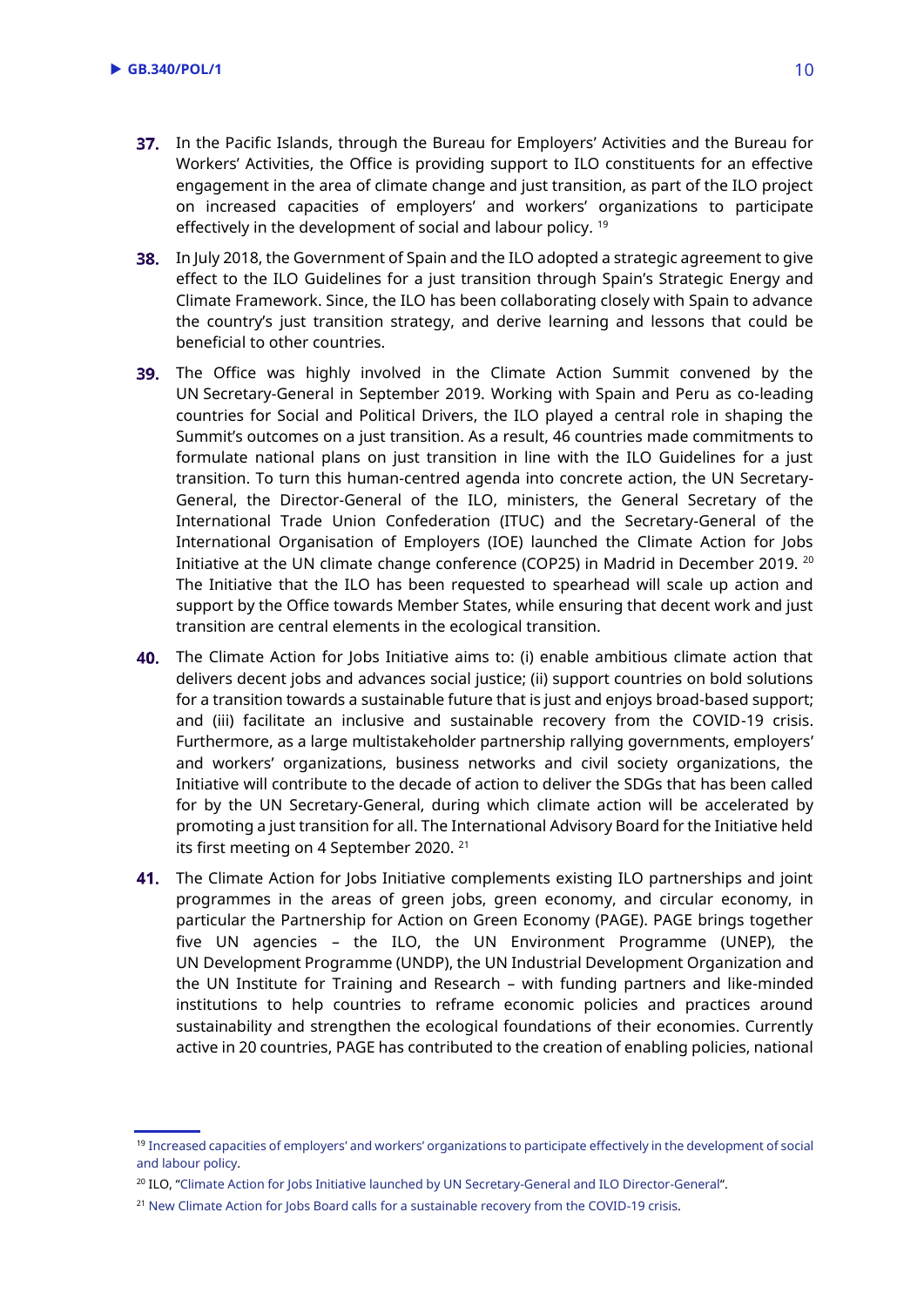37. In the Pacific Islands, through the Bureau for Employers' Activities and the Bureau for Workers' Activities, the Office is providing support to ILO constituents for an effective engagement in the area of climate change and just transition, as part of the ILO project on increased capacities of employers' and workers' organizations to participate effectively in the development of social and labour policy. [19]

38. In July 2018, the Government of Spain and the ILO adopted a strategic agreement to give effect to the ILO Guidelines for a just transition through Spain's Strategic Energy and Climate Framework. Since, the ILO has been collaborating closely with Spain to advance the country's just transition strategy, and derive learning and lessons that could be beneficial to other countries.

39. The Office was highly involved in the Climate Action Summit convened by the UN Secretary-General in September 2019. Working with Spain and Peru as co-leading countries for Social and Political Drivers, the ILO played a central role in shaping the Summit's outcomes on a just transition. As a result, 46 countries made commitments to formulate national plans on just transition in line with the ILO Guidelines for a just transition. To turn this human-centred agenda into concrete action, the UN Secretary-General, the Director-General of the ILO, ministers, the General Secretary of the International Trade Union Confederation (ITUC) and the Secretary-General of the International Organisation of Employers (IOE) launched the Climate Action for Jobs Initiative at the UN climate change conference (COP25) in Madrid in December 2019. [20] The Initiative that the ILO has been requested to spearhead will scale up action and support by the Office towards Member States, while ensuring that decent work and just transition are central elements in the ecological transition.

40. The Climate Action for Jobs Initiative aims to: (i) enable ambitious climate action that delivers decent jobs and advances social justice; (ii) support countries on bold solutions for a transition towards a sustainable future that is just and enjoys broad-based support; and (iii) facilitate an inclusive and sustainable recovery from the COVID-19 crisis. Furthermore, as a large multistakeholder partnership rallying governments, employers' and workers' organizations, business networks and civil society organizations, the Initiative will contribute to the decade of action to deliver the SDGs that has been called for by the UN Secretary-General, during which climate action will be accelerated by promoting a just transition for all. The International Advisory Board for the Initiative held its first meeting on 4 September 2020. [21]

41. The Climate Action for Jobs Initiative complements existing ILO partnerships and joint programmes in the areas of green jobs, green economy, and circular economy, in particular the Partnership for Action on Green Economy (PAGE). PAGE brings together five UN agencies – the ILO, the UN Environment Programme (UNEP), the UN Development Programme (UNDP), the UN Industrial Development Organization and the UN Institute for Training and Research – with funding partners and like-minded institutions to help countries to reframe economic policies and practices around sustainability and strengthen the ecological foundations of their economies. Currently active in 20 countries, PAGE has contributed to the creation of enabling policies, national

---

[19] Increased capacities of employers' and workers' organizations to participate effectively in the development of social and labour policy.

[20] ILO, "Climate Action for Jobs Initiative launched by UN Secretary-General and ILO Director-General".

[21] New Climate Action for Jobs Board calls for a sustainable recovery from the COVID-19 crisis.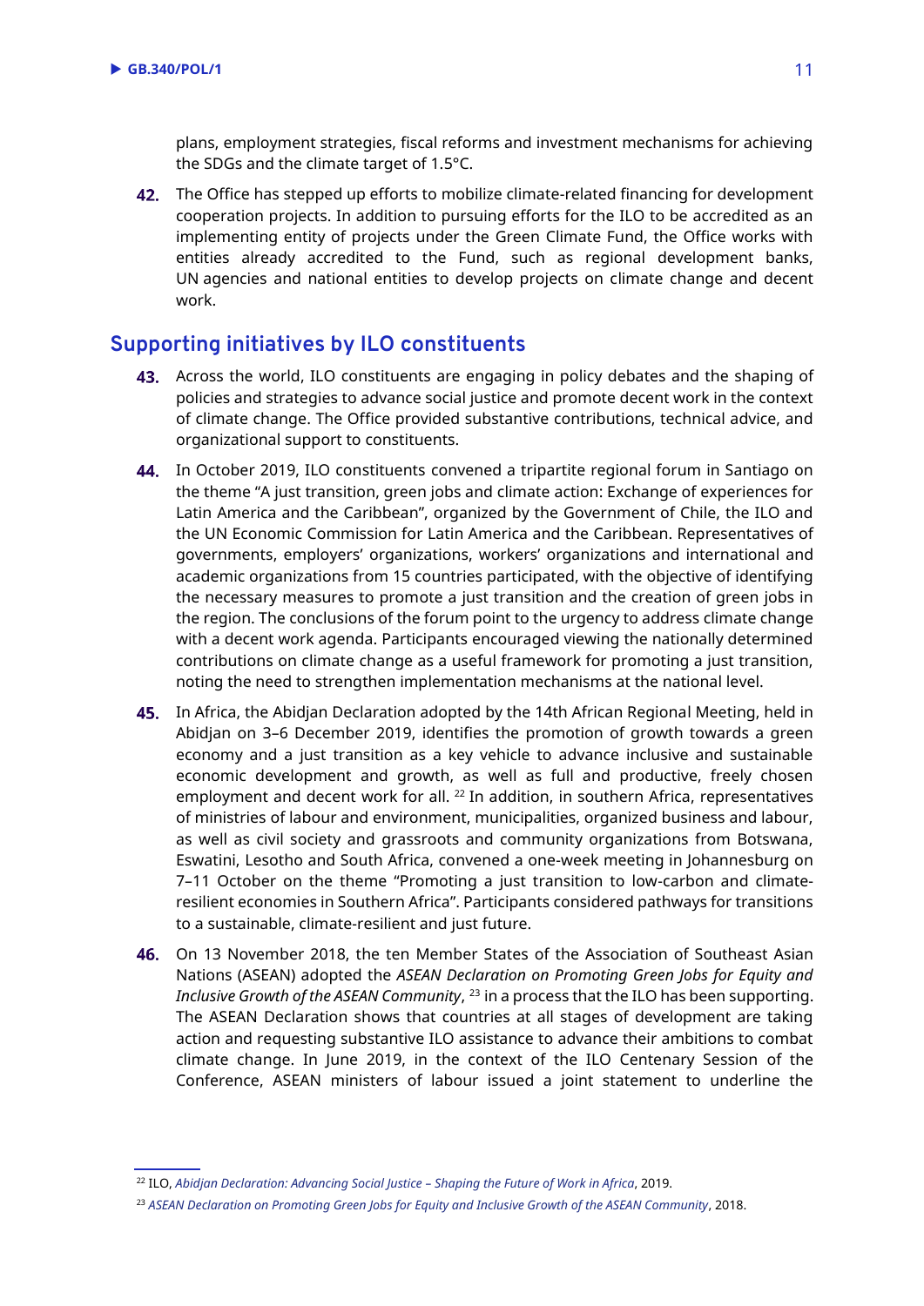plans, employment strategies, fiscal reforms and investment mechanisms for achieving the SDGs and the climate target of 1.5°C.

42. The Office has stepped up efforts to mobilize climate-related financing for development cooperation projects. In addition to pursuing efforts for the ILO to be accredited as an implementing entity of projects under the Green Climate Fund, the Office works with entities already accredited to the Fund, such as regional development banks, UN agencies and national entities to develop projects on climate change and decent work.

## Supporting initiatives by ILO constituents

43. Across the world, ILO constituents are engaging in policy debates and the shaping of policies and strategies to advance social justice and promote decent work in the context of climate change. The Office provided substantive contributions, technical advice, and organizational support to constituents.

44. In October 2019, ILO constituents convened a tripartite regional forum in Santiago on the theme "A just transition, green jobs and climate action: Exchange of experiences for Latin America and the Caribbean", organized by the Government of Chile, the ILO and the UN Economic Commission for Latin America and the Caribbean. Representatives of governments, employers' organizations, workers' organizations and international and academic organizations from 15 countries participated, with the objective of identifying the necessary measures to promote a just transition and the creation of green jobs in the region. The conclusions of the forum point to the urgency to address climate change with a decent work agenda. Participants encouraged viewing the nationally determined contributions on climate change as a useful framework for promoting a just transition, noting the need to strengthen implementation mechanisms at the national level.

45. In Africa, the Abidjan Declaration adopted by the 14th African Regional Meeting, held in Abidjan on 3–6 December 2019, identifies the promotion of growth towards a green economy and a just transition as a key vehicle to advance inclusive and sustainable economic development and growth, as well as full and productive, freely chosen employment and decent work for all. [22] In addition, in southern Africa, representatives of ministries of labour and environment, municipalities, organized business and labour, as well as civil society and grassroots and community organizations from Botswana, Eswatini, Lesotho and South Africa, convened a one-week meeting in Johannesburg on 7–11 October on the theme "Promoting a just transition to low-carbon and climate-resilient economies in Southern Africa". Participants considered pathways for transitions to a sustainable, climate-resilient and just future.

46. On 13 November 2018, the ten Member States of the Association of Southeast Asian Nations (ASEAN) adopted the *ASEAN Declaration on Promoting Green Jobs for Equity and Inclusive Growth of the ASEAN Community*, [23] in a process that the ILO has been supporting. The ASEAN Declaration shows that countries at all stages of development are taking action and requesting substantive ILO assistance to advance their ambitions to combat climate change. In June 2019, in the context of the ILO Centenary Session of the Conference, ASEAN ministers of labour issued a joint statement to underline the

---

[22] ILO, *Abidjan Declaration: Advancing Social Justice – Shaping the Future of Work in Africa*, 2019.

[23] *ASEAN Declaration on Promoting Green Jobs for Equity and Inclusive Growth of the ASEAN Community*, 2018.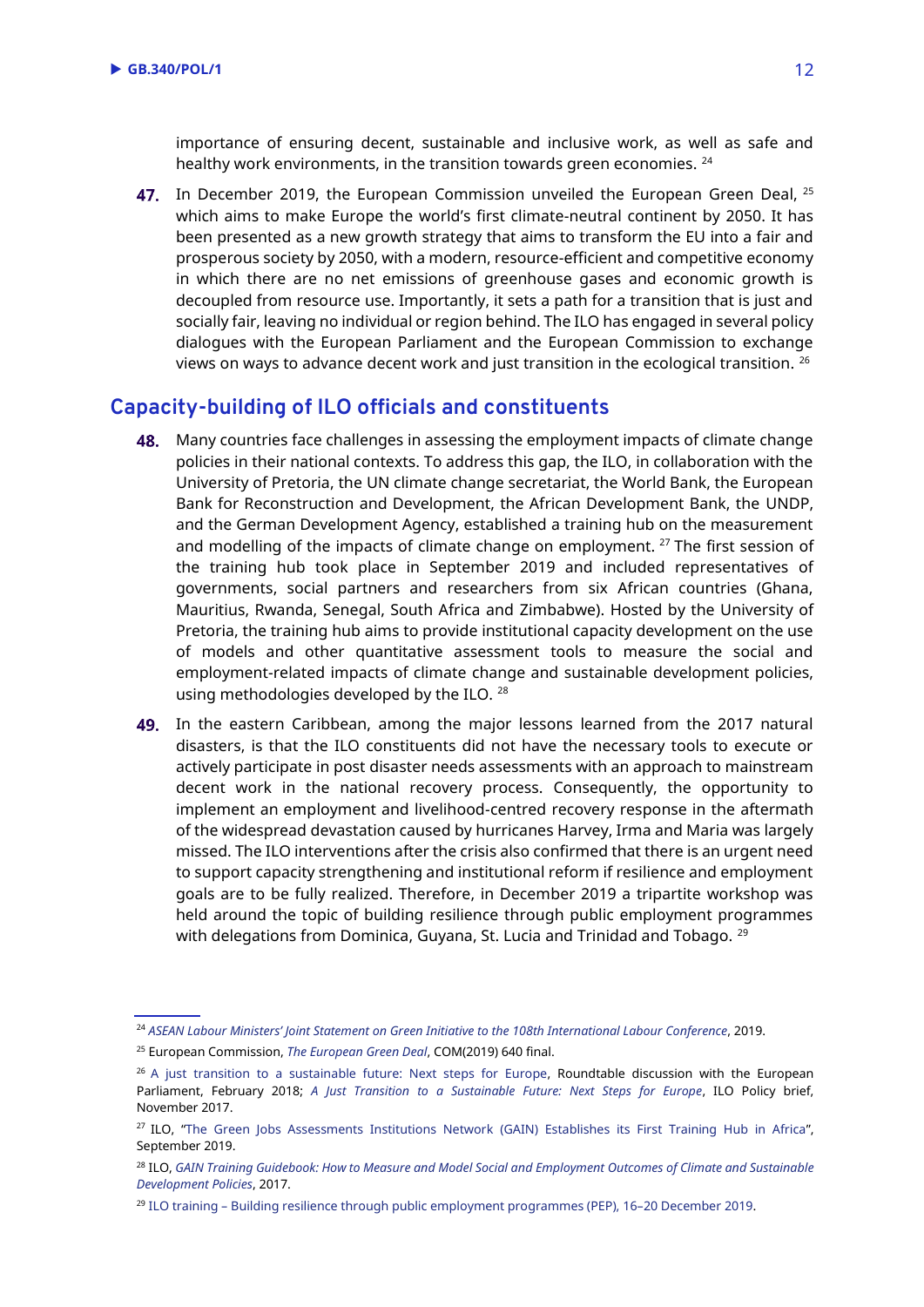importance of ensuring decent, sustainable and inclusive work, as well as safe and healthy work environments, in the transition towards green economies. [24]

**47.** In December 2019, the European Commission unveiled the European Green Deal, [25] which aims to make Europe the world's first climate-neutral continent by 2050. It has been presented as a new growth strategy that aims to transform the EU into a fair and prosperous society by 2050, with a modern, resource-efficient and competitive economy in which there are no net emissions of greenhouse gases and economic growth is decoupled from resource use. Importantly, it sets a path for a transition that is just and socially fair, leaving no individual or region behind. The ILO has engaged in several policy dialogues with the European Parliament and the European Commission to exchange views on ways to advance decent work and just transition in the ecological transition. [26]

## Capacity-building of ILO officials and constituents

**48.** Many countries face challenges in assessing the employment impacts of climate change policies in their national contexts. To address this gap, the ILO, in collaboration with the University of Pretoria, the UN climate change secretariat, the World Bank, the European Bank for Reconstruction and Development, the African Development Bank, the UNDP, and the German Development Agency, established a training hub on the measurement and modelling of the impacts of climate change on employment. [27] The first session of the training hub took place in September 2019 and included representatives of governments, social partners and researchers from six African countries (Ghana, Mauritius, Rwanda, Senegal, South Africa and Zimbabwe). Hosted by the University of Pretoria, the training hub aims to provide institutional capacity development on the use of models and other quantitative assessment tools to measure the social and employment-related impacts of climate change and sustainable development policies, using methodologies developed by the ILO. [28]

**49.** In the eastern Caribbean, among the major lessons learned from the 2017 natural disasters, is that the ILO constituents did not have the necessary tools to execute or actively participate in post disaster needs assessments with an approach to mainstream decent work in the national recovery process. Consequently, the opportunity to implement an employment and livelihood-centred recovery response in the aftermath of the widespread devastation caused by hurricanes Harvey, Irma and Maria was largely missed. The ILO interventions after the crisis also confirmed that there is an urgent need to support capacity strengthening and institutional reform if resilience and employment goals are to be fully realized. Therefore, in December 2019 a tripartite workshop was held around the topic of building resilience through public employment programmes with delegations from Dominica, Guyana, St. Lucia and Trinidad and Tobago. [29]

---

[24] *ASEAN Labour Ministers' Joint Statement on Green Initiative to the 108th International Labour Conference*, 2019.

[25] European Commission, *The European Green Deal*, COM(2019) 640 final.

[26] A just transition to a sustainable future: Next steps for Europe, Roundtable discussion with the European Parliament, February 2018; *A Just Transition to a Sustainable Future: Next Steps for Europe*, ILO Policy brief, November 2017.

[27] ILO, "The Green Jobs Assessments Institutions Network (GAIN) Establishes its First Training Hub in Africa", September 2019.

[28] ILO, *GAIN Training Guidebook: How to Measure and Model Social and Employment Outcomes of Climate and Sustainable Development Policies*, 2017.

[29] ILO training – Building resilience through public employment programmes (PEP), 16–20 December 2019.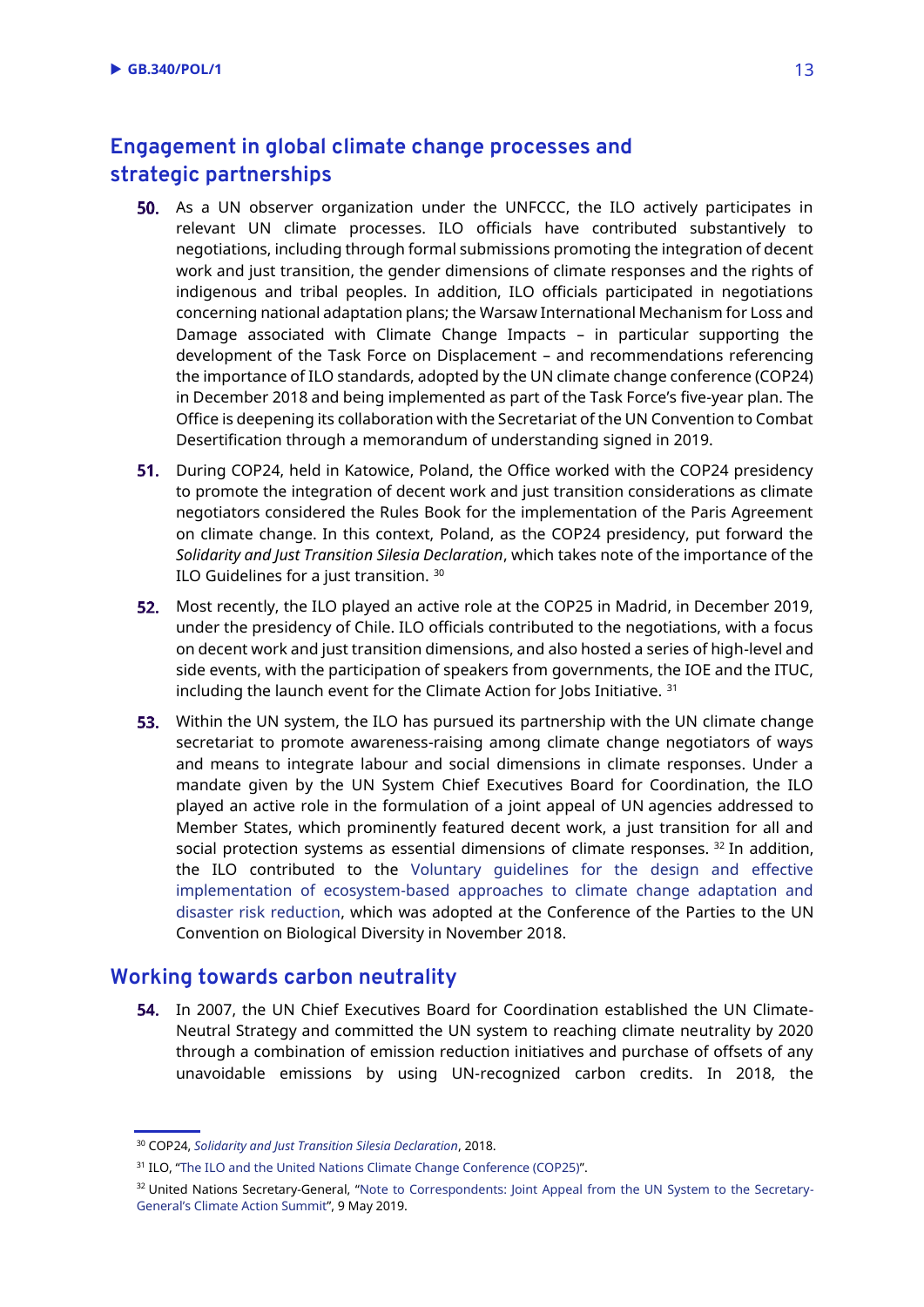## Engagement in global climate change processes and strategic partnerships

**50.** As a UN observer organization under the UNFCCC, the ILO actively participates in relevant UN climate processes. ILO officials have contributed substantively to negotiations, including through formal submissions promoting the integration of decent work and just transition, the gender dimensions of climate responses and the rights of indigenous and tribal peoples. In addition, ILO officials participated in negotiations concerning national adaptation plans; the Warsaw International Mechanism for Loss and Damage associated with Climate Change Impacts – in particular supporting the development of the Task Force on Displacement – and recommendations referencing the importance of ILO standards, adopted by the UN climate change conference (COP24) in December 2018 and being implemented as part of the Task Force's five-year plan. The Office is deepening its collaboration with the Secretariat of the UN Convention to Combat Desertification through a memorandum of understanding signed in 2019.

**51.** During COP24, held in Katowice, Poland, the Office worked with the COP24 presidency to promote the integration of decent work and just transition considerations as climate negotiators considered the Rules Book for the implementation of the Paris Agreement on climate change. In this context, Poland, as the COP24 presidency, put forward the *Solidarity and Just Transition Silesia Declaration*, which takes note of the importance of the ILO Guidelines for a just transition. [30]

**52.** Most recently, the ILO played an active role at the COP25 in Madrid, in December 2019, under the presidency of Chile. ILO officials contributed to the negotiations, with a focus on decent work and just transition dimensions, and also hosted a series of high-level and side events, with the participation of speakers from governments, the IOE and the ITUC, including the launch event for the Climate Action for Jobs Initiative. [31]

**53.** Within the UN system, the ILO has pursued its partnership with the UN climate change secretariat to promote awareness-raising among climate change negotiators of ways and means to integrate labour and social dimensions in climate responses. Under a mandate given by the UN System Chief Executives Board for Coordination, the ILO played an active role in the formulation of a joint appeal of UN agencies addressed to Member States, which prominently featured decent work, a just transition for all and social protection systems as essential dimensions of climate responses. [32] In addition, the ILO contributed to the Voluntary guidelines for the design and effective implementation of ecosystem-based approaches to climate change adaptation and disaster risk reduction, which was adopted at the Conference of the Parties to the UN Convention on Biological Diversity in November 2018.

## Working towards carbon neutrality

**54.** In 2007, the UN Chief Executives Board for Coordination established the UN Climate-Neutral Strategy and committed the UN system to reaching climate neutrality by 2020 through a combination of emission reduction initiatives and purchase of offsets of any unavoidable emissions by using UN-recognized carbon credits. In 2018, the

---

[30] COP24, *Solidarity and Just Transition Silesia Declaration*, 2018.

[31] ILO, "The ILO and the United Nations Climate Change Conference (COP25)".

[32] United Nations Secretary-General, "Note to Correspondents: Joint Appeal from the UN System to the Secretary-General's Climate Action Summit", 9 May 2019.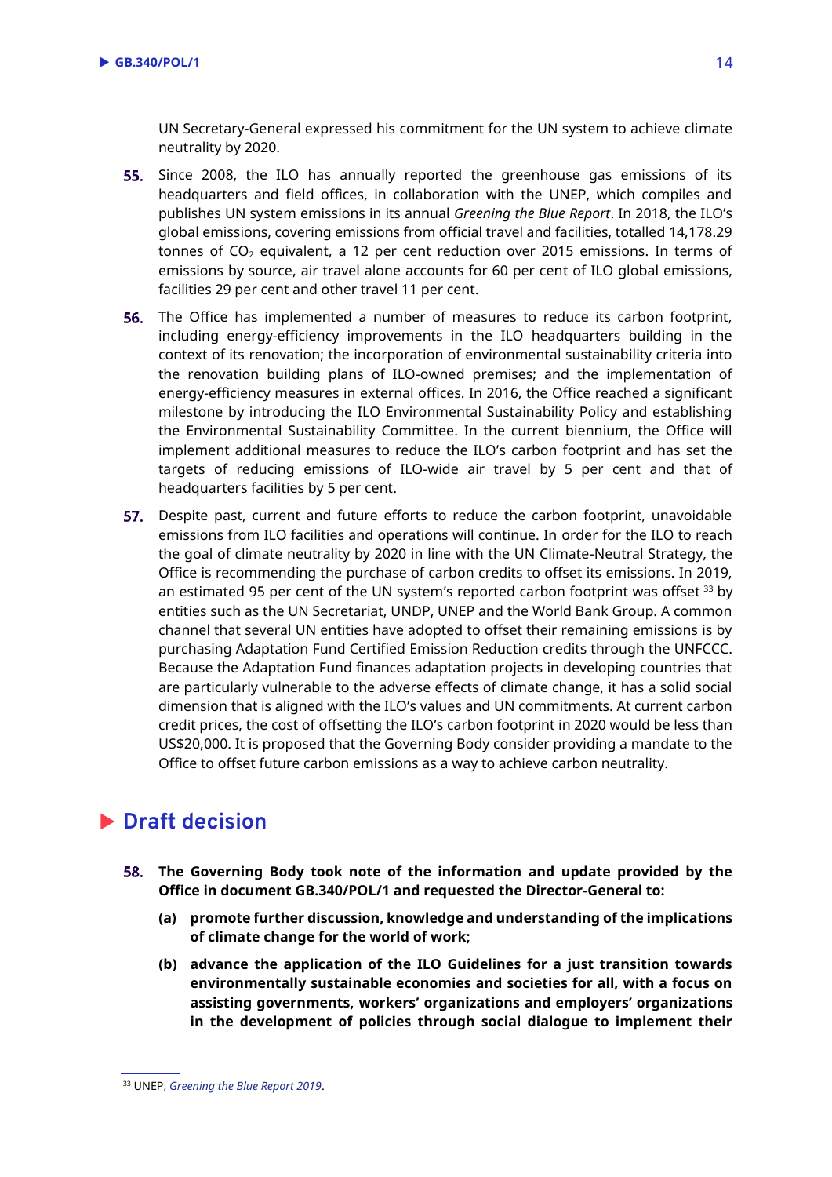UN Secretary-General expressed his commitment for the UN system to achieve climate neutrality by 2020.

**55.** Since 2008, the ILO has annually reported the greenhouse gas emissions of its headquarters and field offices, in collaboration with the UNEP, which compiles and publishes UN system emissions in its annual *Greening the Blue Report*. In 2018, the ILO's global emissions, covering emissions from official travel and facilities, totalled 14,178.29 tonnes of $CO_2$ equivalent, a 12 per cent reduction over 2015 emissions. In terms of emissions by source, air travel alone accounts for 60 per cent of ILO global emissions, facilities 29 per cent and other travel 11 per cent.

**56.** The Office has implemented a number of measures to reduce its carbon footprint, including energy-efficiency improvements in the ILO headquarters building in the context of its renovation; the incorporation of environmental sustainability criteria into the renovation building plans of ILO-owned premises; and the implementation of energy-efficiency measures in external offices. In 2016, the Office reached a significant milestone by introducing the ILO Environmental Sustainability Policy and establishing the Environmental Sustainability Committee. In the current biennium, the Office will implement additional measures to reduce the ILO's carbon footprint and has set the targets of reducing emissions of ILO-wide air travel by 5 per cent and that of headquarters facilities by 5 per cent.

**57.** Despite past, current and future efforts to reduce the carbon footprint, unavoidable emissions from ILO facilities and operations will continue. In order for the ILO to reach the goal of climate neutrality by 2020 in line with the UN Climate-Neutral Strategy, the Office is recommending the purchase of carbon credits to offset its emissions. In 2019, an estimated 95 per cent of the UN system's reported carbon footprint was offset [33] by entities such as the UN Secretariat, UNDP, UNEP and the World Bank Group. A common channel that several UN entities have adopted to offset their remaining emissions is by purchasing Adaptation Fund Certified Emission Reduction credits through the UNFCCC. Because the Adaptation Fund finances adaptation projects in developing countries that are particularly vulnerable to the adverse effects of climate change, it has a solid social dimension that is aligned with the ILO's values and UN commitments. At current carbon credit prices, the cost of offsetting the ILO's carbon footprint in 2020 would be less than US$20,000. It is proposed that the Governing Body consider providing a mandate to the Office to offset future carbon emissions as a way to achieve carbon neutrality.

## Draft decision

**58. The Governing Body took note of the information and update provided by the Office in document GB.340/POL/1 and requested the Director-General to:**

**(a) promote further discussion, knowledge and understanding of the implications of climate change for the world of work;**

**(b) advance the application of the ILO Guidelines for a just transition towards environmentally sustainable economies and societies for all, with a focus on assisting governments, workers' organizations and employers' organizations in the development of policies through social dialogue to implement their**

[33] UNEP, *Greening the Blue Report 2019*.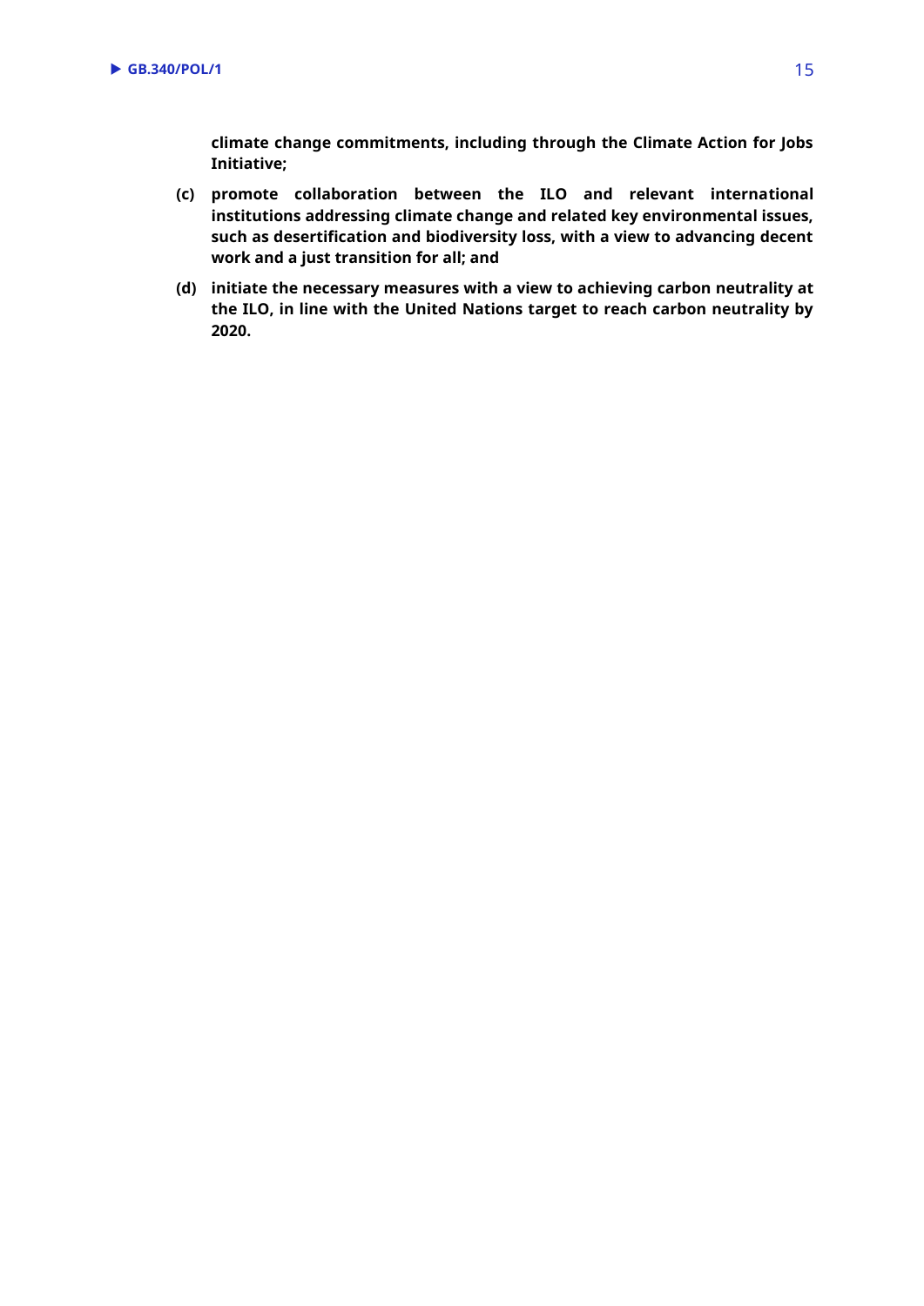**climate change commitments, including through the Climate Action for Jobs Initiative;**

**(c) promote collaboration between the ILO and relevant international institutions addressing climate change and related key environmental issues, such as desertification and biodiversity loss, with a view to advancing decent work and a just transition for all; and**

**(d) initiate the necessary measures with a view to achieving carbon neutrality at the ILO, in line with the United Nations target to reach carbon neutrality by 2020.**